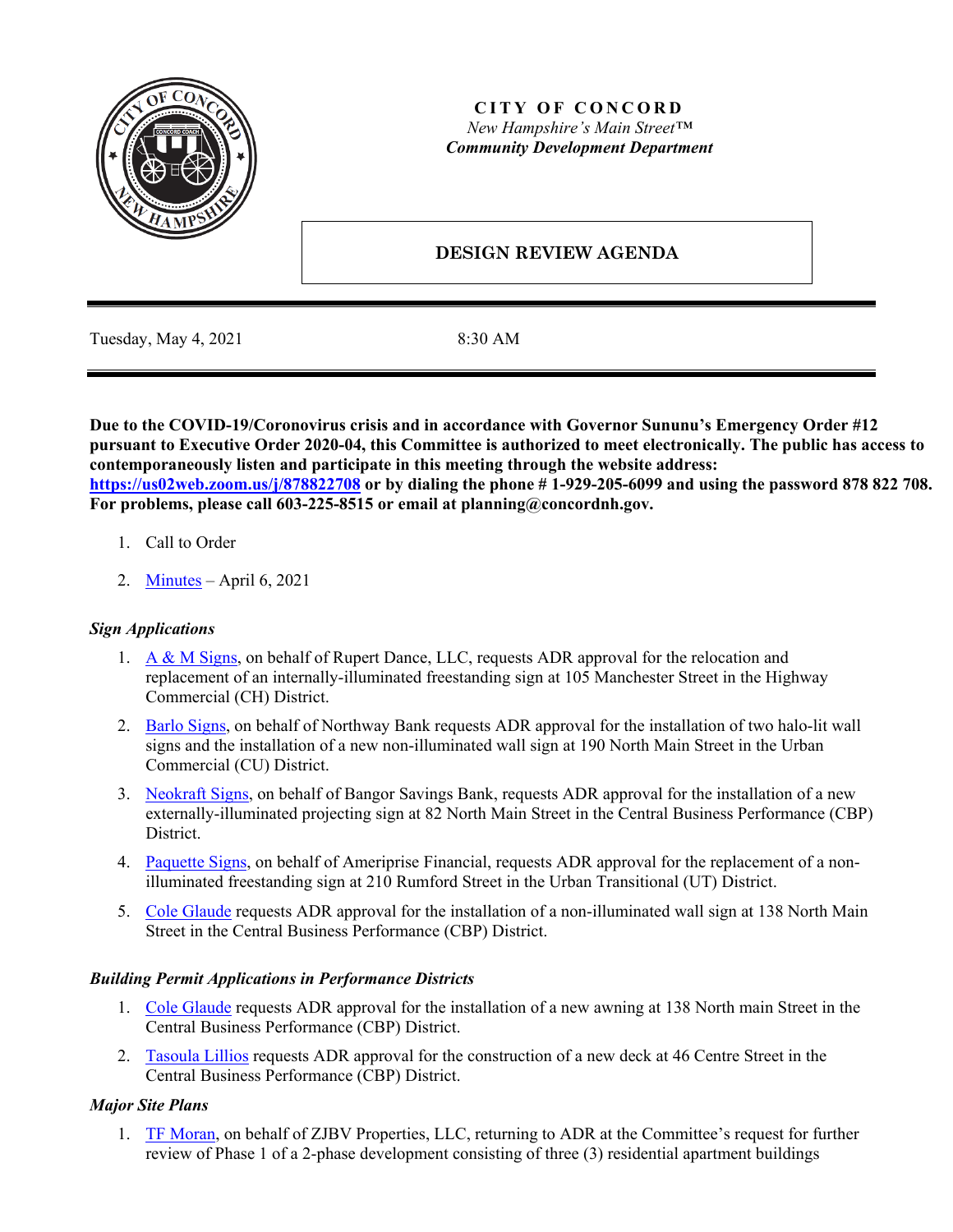**CITY OF CONCORD**
*New Hampshire's Main Street™*
***Community Development Department***

# DESIGN REVIEW AGENDA

Tuesday, May 4, 2021 8:30 AM

**Due to the COVID-19/Coronovirus crisis and in accordance with Governor Sununu's Emergency Order #12 pursuant to Executive Order 2020-04, this Committee is authorized to meet electronically. The public has access to contemporaneously listen and participate in this meeting through the website address: https://us02web.zoom.us/j/878822708 or by dialing the phone # 1-929-205-6099 and using the password 878 822 708. For problems, please call 603-225-8515 or email at planning@concordnh.gov.**

1. Call to Order
2. Minutes – April 6, 2021

### *Sign Applications*

1. A & M Signs, on behalf of Rupert Dance, LLC, requests ADR approval for the relocation and replacement of an internally-illuminated freestanding sign at 105 Manchester Street in the Highway Commercial (CH) District.
2. Barlo Signs, on behalf of Northway Bank requests ADR approval for the installation of two halo-lit wall signs and the installation of a new non-illuminated wall sign at 190 North Main Street in the Urban Commercial (CU) District.
3. Neokraft Signs, on behalf of Bangor Savings Bank, requests ADR approval for the installation of a new externally-illuminated projecting sign at 82 North Main Street in the Central Business Performance (CBP) District.
4. Paquette Signs, on behalf of Ameriprise Financial, requests ADR approval for the replacement of a non-illuminated freestanding sign at 210 Rumford Street in the Urban Transitional (UT) District.
5. Cole Glaude requests ADR approval for the installation of a non-illuminated wall sign at 138 North Main Street in the Central Business Performance (CBP) District.

### *Building Permit Applications in Performance Districts*

1. Cole Glaude requests ADR approval for the installation of a new awning at 138 North main Street in the Central Business Performance (CBP) District.
2. Tasoula Lillios requests ADR approval for the construction of a new deck at 46 Centre Street in the Central Business Performance (CBP) District.

### *Major Site Plans*

1. TF Moran, on behalf of ZJBV Properties, LLC, returning to ADR at the Committee's request for further review of Phase 1 of a 2-phase development consisting of three (3) residential apartment buildings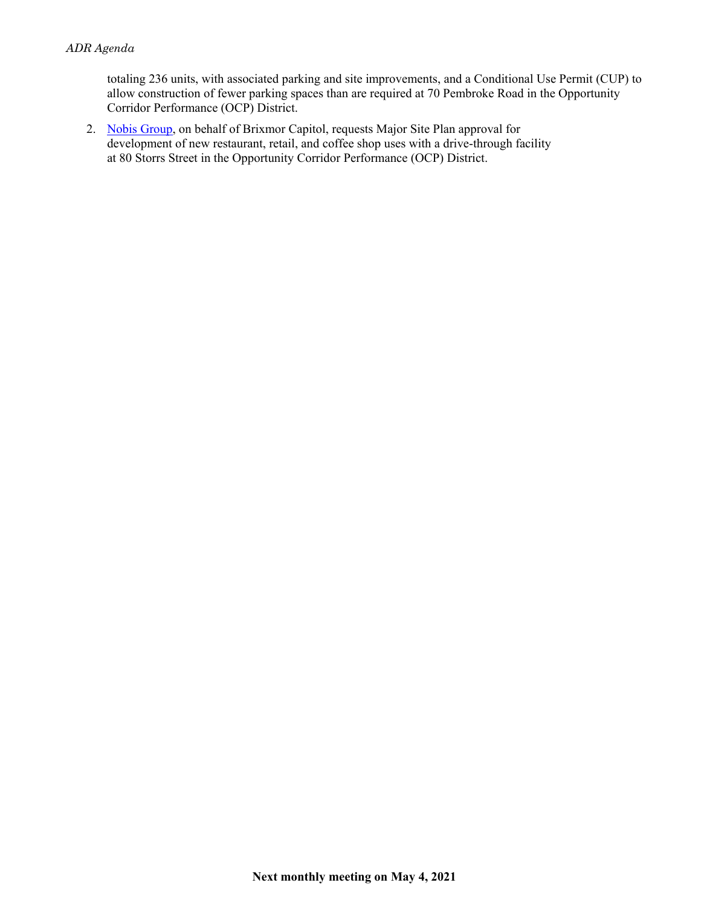totaling 236 units, with associated parking and site improvements, and a Conditional Use Permit (CUP) to allow construction of fewer parking spaces than are required at 70 Pembroke Road in the Opportunity Corridor Performance (OCP) District.

2. Nobis Group, on behalf of Brixmor Capitol, requests Major Site Plan approval for development of new restaurant, retail, and coffee shop uses with a drive-through facility at 80 Storrs Street in the Opportunity Corridor Performance (OCP) District.

**Next monthly meeting on May 4, 2021**